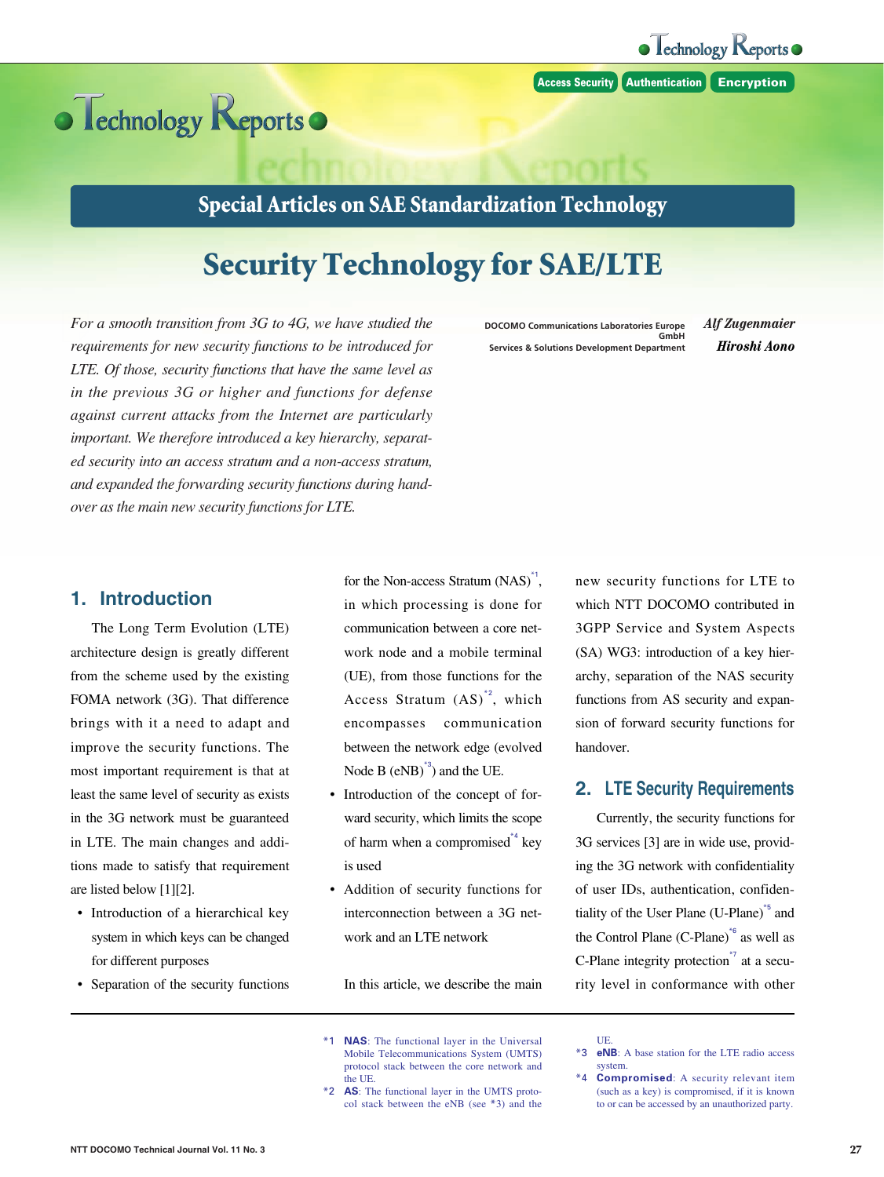Access Security Authentication Encryption

Special Articles on SAE Standardization Technology

# Security Technology for SAE/LTE

*For a smooth transition from 3G to 4G, we have studied the requirements for new security functions to be introduced for LTE. Of those, security functions that have the same level as in the previous 3G or higher and functions for defense against current attacks from the Internet are particularly important. We therefore introduced a key hierarchy, separated security into an access stratum and a non-access stratum, and expanded the forwarding security functions during handover as the main new security functions for LTE.*

DOCOMO Communications Laboratories Europe GmbH — ***Alf Zugenmaier***

Services & Solutions Development Department — ***Hiroshi Aono***

## 1. Introduction

The Long Term Evolution (LTE) architecture design is greatly different from the scheme used by the existing FOMA network (3G). That difference brings with it a need to adapt and improve the security functions. The most important requirement is that at least the same level of security as exists in the 3G network must be guaranteed in LTE. The main changes and additions made to satisfy that requirement are listed below [1][2].

- Introduction of a hierarchical key system in which keys can be changed for different purposes
- Separation of the security functions for the Non-access Stratum (NAS)[*1], in which processing is done for communication between a core network node and a mobile terminal (UE), from those functions for the Access Stratum (AS)[*2], which encompasses communication between the network edge (evolved Node B (eNB)[*3]) and the UE.
- Introduction of the concept of forward security, which limits the scope of harm when a compromised[*4] key is used
- Addition of security functions for interconnection between a 3G network and an LTE network

In this article, we describe the main new security functions for LTE to which NTT DOCOMO contributed in 3GPP Service and System Aspects (SA) WG3: introduction of a key hierarchy, separation of the NAS security functions from AS security and expansion of forward security functions for handover.

## 2. LTE Security Requirements

Currently, the security functions for 3G services [3] are in wide use, providing the 3G network with confidentiality of user IDs, authentication, confidentiality of the User Plane (U-Plane)[*5] and the Control Plane (C-Plane)[*6] as well as C-Plane integrity protection[*7] at a security level in conformance with other

---

*1 **NAS**: The functional layer in the Universal Mobile Telecommunications System (UMTS) protocol stack between the core network and the UE.

*2 **AS**: The functional layer in the UMTS protocol stack between the eNB (see *3) and the UE.

*3 **eNB**: A base station for the LTE radio access system.

*4 **Compromised**: A security relevant item (such as a key) is compromised, if it is known to or can be accessed by an unauthorized party.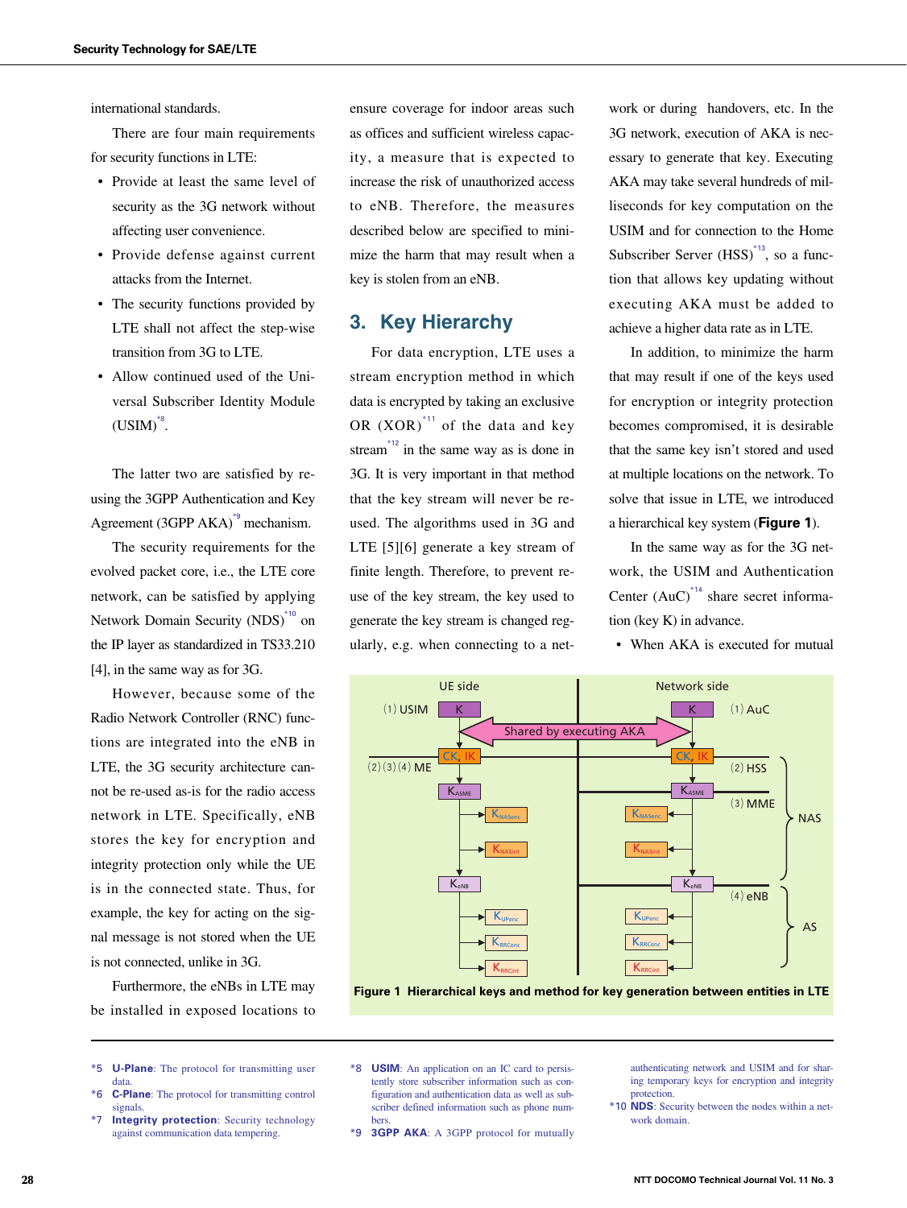international standards.

There are four main requirements for security functions in LTE:

- Provide at least the same level of security as the 3G network without affecting user convenience.
- Provide defense against current attacks from the Internet.
- The security functions provided by LTE shall not affect the step-wise transition from 3G to LTE.
- Allow continued used of the Universal Subscriber Identity Module (USIM)[*8].

The latter two are satisfied by re-using the 3GPP Authentication and Key Agreement (3GPP AKA)[*9] mechanism.

The security requirements for the evolved packet core, i.e., the LTE core network, can be satisfied by applying Network Domain Security (NDS)[*10] on the IP layer as standardized in TS33.210 [4], in the same way as for 3G.

However, because some of the Radio Network Controller (RNC) functions are integrated into the eNB in LTE, the 3G security architecture cannot be re-used as-is for the radio access network in LTE. Specifically, eNB stores the key for encryption and integrity protection only while the UE is in the connected state. Thus, for example, the key for acting on the signal message is not stored when the UE is not connected, unlike in 3G.

Furthermore, the eNBs in LTE may be installed in exposed locations to ensure coverage for indoor areas such as offices and sufficient wireless capacity, a measure that is expected to increase the risk of unauthorized access to eNB. Therefore, the measures described below are specified to minimize the harm that may result when a key is stolen from an eNB.

## 3. Key Hierarchy

For data encryption, LTE uses a stream encryption method in which data is encrypted by taking an exclusive OR (XOR)[*11] of the data and key stream[*12] in the same way as is done in 3G. It is very important in that method that the key stream will never be re-used. The algorithms used in 3G and LTE [5][6] generate a key stream of finite length. Therefore, to prevent re-use of the key stream, the key used to generate the key stream is changed regularly, e.g. when connecting to a network or during handovers, etc. In the 3G network, execution of AKA is necessary to generate that key. Executing AKA may take several hundreds of milliseconds for key computation on the USIM and for connection to the Home Subscriber Server (HSS)[*13], so a function that allows key updating without executing AKA must be added to achieve a higher data rate as in LTE.

In addition, to minimize the harm that may result if one of the keys used for encryption or integrity protection becomes compromised, it is desirable that the same key isn't stored and used at multiple locations on the network. To solve that issue in LTE, we introduced a hierarchical key system (**Figure 1**).

In the same way as for the 3G network, the USIM and Authentication Center (AuC)[*14] share secret information (key K) in advance.

- When AKA is executed for mutual

**Figure 1 Hierarchical keys and method for key generation between entities in LTE**

---

*5 **U-Plane**: The protocol for transmitting user data.

*6 **C-Plane**: The protocol for transmitting control signals.

*7 **Integrity protection**: Security technology against communication data tempering.

*8 **USIM**: An application on an IC card to persistently store subscriber information such as configuration and authentication data as well as subscriber defined information such as phone numbers.

*9 **3GPP AKA**: A 3GPP protocol for mutually authenticating network and USIM and for sharing temporary keys for encryption and integrity protection.

*10 **NDS**: Security between the nodes within a network domain.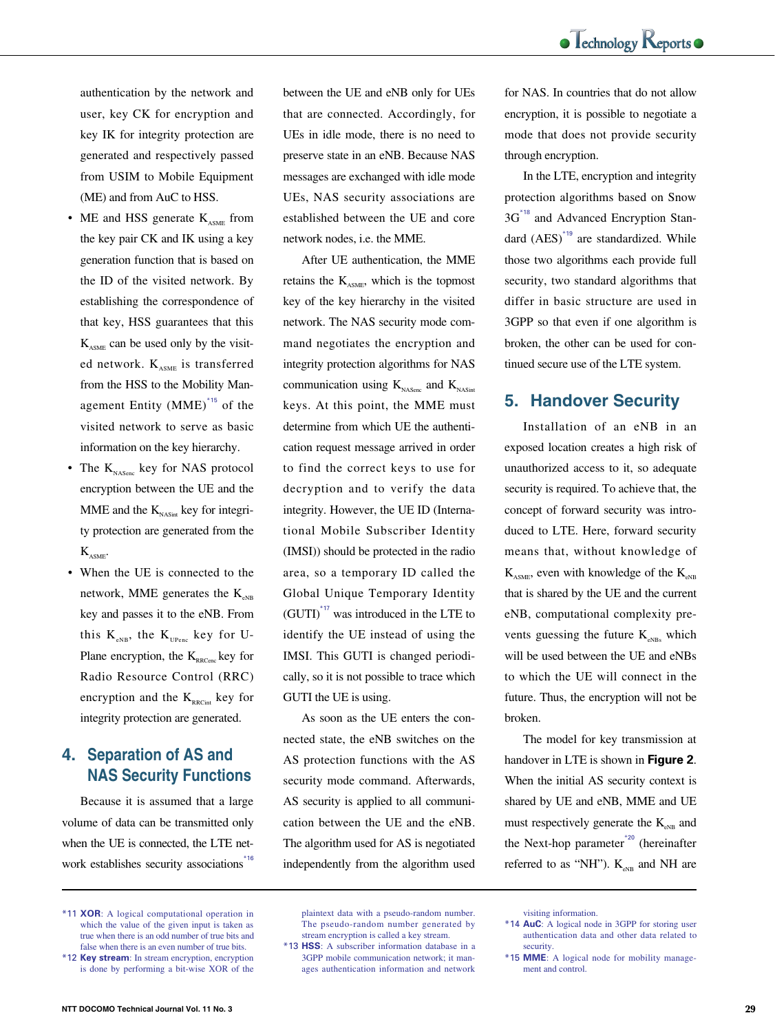authentication by the network and user, key CK for encryption and key IK for integrity protection are generated and respectively passed from USIM to Mobile Equipment (ME) and from AuC to HSS.

- ME and HSS generate $K_{ASME}$ from the key pair CK and IK using a key generation function that is based on the ID of the visited network. By establishing the correspondence of that key, HSS guarantees that this $K_{ASME}$ can be used only by the visited network. $K_{ASME}$ is transferred from the HSS to the Mobility Management Entity (MME)[*15] of the visited network to serve as basic information on the key hierarchy.
- The $K_{NASenc}$ key for NAS protocol encryption between the UE and the MME and the $K_{NASint}$ key for integrity protection are generated from the $K_{ASME}$.
- When the UE is connected to the network, MME generates the $K_{eNB}$ key and passes it to the eNB. From this $K_{eNB}$, the $K_{UPenc}$ key for U-Plane encryption, the $K_{RRCenc}$ key for Radio Resource Control (RRC) encryption and the $K_{RRCint}$ key for integrity protection are generated.

## 4. Separation of AS and NAS Security Functions

Because it is assumed that a large volume of data can be transmitted only when the UE is connected, the LTE network establishes security associations[*16] between the UE and eNB only for UEs that are connected. Accordingly, for UEs in idle mode, there is no need to preserve state in an eNB. Because NAS messages are exchanged with idle mode UEs, NAS security associations are established between the UE and core network nodes, i.e. the MME.

After UE authentication, the MME retains the $K_{ASME}$, which is the topmost key of the key hierarchy in the visited network. The NAS security mode command negotiates the encryption and integrity protection algorithms for NAS communication using $K_{NASenc}$ and $K_{NASint}$ keys. At this point, the MME must determine from which UE the authentication request message arrived in order to find the correct keys to use for decryption and to verify the data integrity. However, the UE ID (International Mobile Subscriber Identity (IMSI)) should be protected in the radio area, so a temporary ID called the Global Unique Temporary Identity (GUTI)[*17] was introduced in the LTE to identify the UE instead of using the IMSI. This GUTI is changed periodically, so it is not possible to trace which GUTI the UE is using.

As soon as the UE enters the connected state, the eNB switches on the AS protection functions with the AS security mode command. Afterwards, AS security is applied to all communication between the UE and the eNB. The algorithm used for AS is negotiated independently from the algorithm used for NAS. In countries that do not allow encryption, it is possible to negotiate a mode that does not provide security through encryption.

In the LTE, encryption and integrity protection algorithms based on Snow 3G[*18] and Advanced Encryption Standard (AES)[*19] are standardized. While those two algorithms each provide full security, two standard algorithms that differ in basic structure are used in 3GPP so that even if one algorithm is broken, the other can be used for continued secure use of the LTE system.

## 5. Handover Security

Installation of an eNB in an exposed location creates a high risk of unauthorized access to it, so adequate security is required. To achieve that, the concept of forward security was introduced to LTE. Here, forward security means that, without knowledge of $K_{ASME}$, even with knowledge of the $K_{eNB}$ that is shared by the UE and the current eNB, computational complexity prevents guessing the future $K_{eNBs}$ which will be used between the UE and eNBs to which the UE will connect in the future. Thus, the encryption will not be broken.

The model for key transmission at handover in LTE is shown in **Figure 2**. When the initial AS security context is shared by UE and eNB, MME and UE must respectively generate the $K_{eNB}$ and the Next-hop parameter[*20] (hereinafter referred to as "NH"). $K_{eNB}$ and NH are

---

*11 **XOR**: A logical computational operation in which the value of the given input is taken as true when there is an odd number of true bits and false when there is an even number of true bits.

*12 **Key stream**: In stream encryption, encryption is done by performing a bit-wise XOR of the plaintext data with a pseudo-random number. The pseudo-random number generated by stream encryption is called a key stream.

*13 **HSS**: A subscriber information database in a 3GPP mobile communication network; it manages authentication information and network visiting information.

*14 **AuC**: A logical node in 3GPP for storing user authentication data and other data related to security.

*15 **MME**: A logical node for mobility management and control.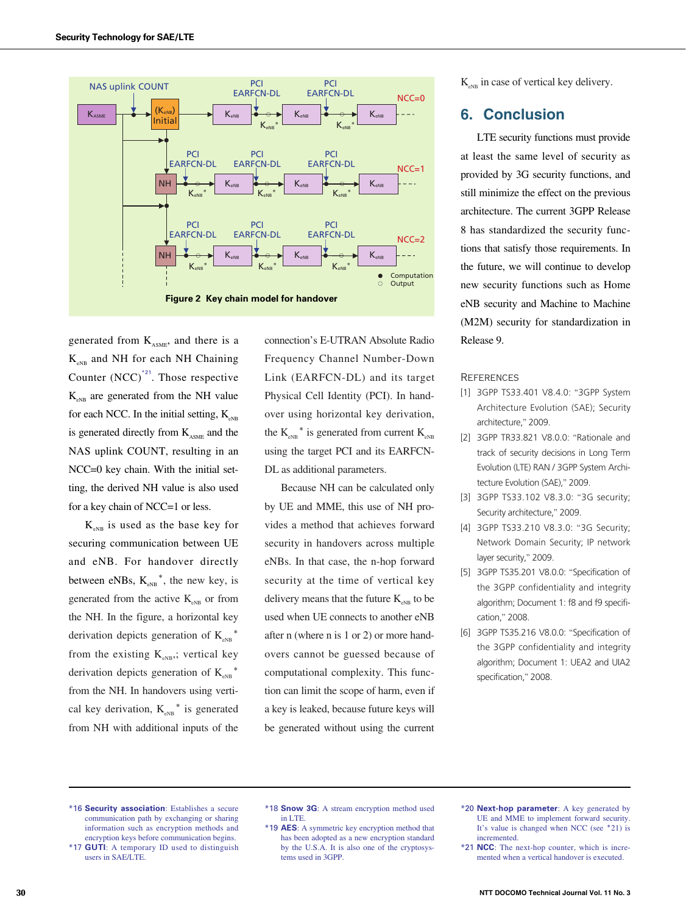NAS uplink COUNT

PCI EARFCN-DL

PCI EARFCN-DL

NCC=0

$K_{ASME}$

($K_{eNB}$) Initial

$K_{eNB}$

$K_{eNB}$*

NH

NCC=1

NCC=2

Computation

Output

**Figure 2 Key chain model for handover**

generated from $K_{ASME}$, and there is a $K_{eNB}$ and NH for each NH Chaining Counter (NCC)[*21]. Those respective $K_{eNB}$ are generated from the NH value for each NCC. In the initial setting, $K_{eNB}$ is generated directly from $K_{ASME}$ and the NAS uplink COUNT, resulting in an NCC=0 key chain. With the initial setting, the derived NH value is also used for a key chain of NCC=1 or less.

$K_{eNB}$ is used as the base key for securing communication between UE and eNB. For handover directly between eNBs, $K_{eNB}$*, the new key, is generated from the active $K_{eNB}$ or from the NH. In the figure, a horizontal key derivation depicts generation of $K_{eNB}$* from the existing $K_{eNB}$; vertical key derivation depicts generation of $K_{eNB}$* from the NH. In handovers using vertical key derivation, $K_{eNB}$* is generated from NH with additional inputs of the connection's E-UTRAN Absolute Radio Frequency Channel Number-Down Link (EARFCN-DL) and its target Physical Cell Identity (PCI). In handover using horizontal key derivation, the $K_{eNB}$* is generated from current $K_{eNB}$ using the target PCI and its EARFCN-DL as additional parameters.

Because NH can be calculated only by UE and MME, this use of NH provides a method that achieves forward security in handovers across multiple eNBs. In that case, the n-hop forward security at the time of vertical key delivery means that the future $K_{eNB}$ to be used when UE connects to another eNB after n (where n is 1 or 2) or more handovers cannot be guessed because of computational complexity. This function can limit the scope of harm, even if a key is leaked, because future keys will be generated without using the current $K_{eNB}$ in case of vertical key delivery.

## 6. Conclusion

LTE security functions must provide at least the same level of security as provided by 3G security functions, and still minimize the effect on the previous architecture. The current 3GPP Release 8 has standardized the security functions that satisfy those requirements. In the future, we will continue to develop new security functions such as Home eNB security and Machine to Machine (M2M) security for standardization in Release 9.

### References

[1] 3GPP TS33.401 V8.4.0: "3GPP System Architecture Evolution (SAE); Security architecture," 2009.

[2] 3GPP TR33.821 V8.0.0: "Rationale and track of security decisions in Long Term Evolution (LTE) RAN / 3GPP System Architecture Evolution (SAE)," 2009.

[3] 3GPP TS33.102 V8.3.0: "3G security; Security architecture," 2009.

[4] 3GPP TS33.210 V8.3.0: "3G Security; Network Domain Security; IP network layer security," 2009.

[5] 3GPP TS35.201 V8.0.0: "Specification of the 3GPP confidentiality and integrity algorithm; Document 1: f8 and f9 specification," 2008.

[6] 3GPP TS35.216 V8.0.0: "Specification of the 3GPP confidentiality and integrity algorithm; Document 1: UEA2 and UIA2 specification," 2008.

---

*16 **Security association**: Establishes a secure communication path by exchanging or sharing information such as encryption methods and encryption keys before communication begins.

*17 **GUTI**: A temporary ID used to distinguish users in SAE/LTE.

*18 **Snow 3G**: A stream encryption method used in LTE.

*19 **AES**: A symmetric key encryption method that has been adopted as a new encryption standard by the U.S.A. It is also one of the cryptosystems used in 3GPP.

*20 **Next-hop parameter**: A key generated by UE and MME to implement forward security. It's value is changed when NCC (see *21) is incremented.

*21 **NCC**: The next-hop counter, which is incremented when a vertical handover is executed.